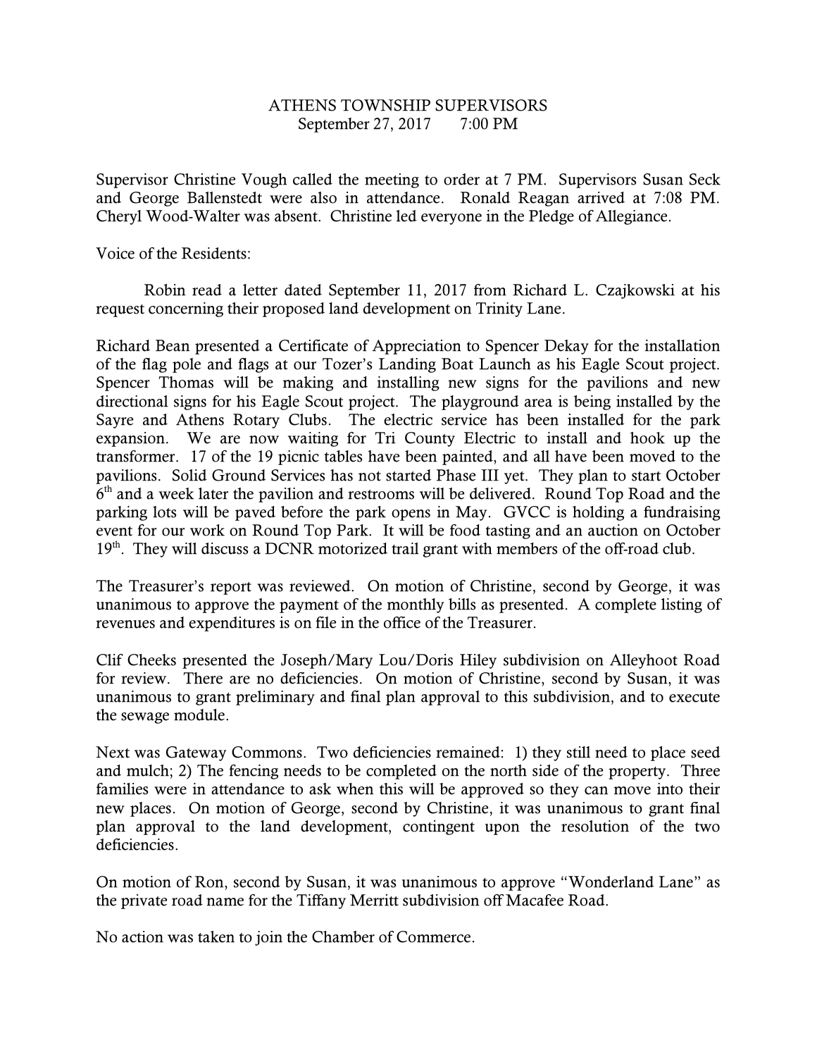# ATHENS TOWNSHIP SUPERVISORS

September 27, 2017 7:00 PM

Supervisor Christine Vough called the meeting to order at 7 PM. Supervisors Susan Seck and George Ballenstedt were also in attendance. Ronald Reagan arrived at 7:08 PM. Cheryl Wood-Walter was absent. Christine led everyone in the Pledge of Allegiance.

Voice of the Residents:

Robin read a letter dated September 11, 2017 from Richard L. Czajkowski at his request concerning their proposed land development on Trinity Lane.

Richard Bean presented a Certificate of Appreciation to Spencer Dekay for the installation of the flag pole and flags at our Tozer's Landing Boat Launch as his Eagle Scout project. Spencer Thomas will be making and installing new signs for the pavilions and new directional signs for his Eagle Scout project. The playground area is being installed by the Sayre and Athens Rotary Clubs. The electric service has been installed for the park expansion. We are now waiting for Tri County Electric to install and hook up the transformer. 17 of the 19 picnic tables have been painted, and all have been moved to the pavilions. Solid Ground Services has not started Phase III yet. They plan to start October 6th and a week later the pavilion and restrooms will be delivered. Round Top Road and the parking lots will be paved before the park opens in May. GVCC is holding a fundraising event for our work on Round Top Park. It will be food tasting and an auction on October 19th. They will discuss a DCNR motorized trail grant with members of the off-road club.

The Treasurer's report was reviewed. On motion of Christine, second by George, it was unanimous to approve the payment of the monthly bills as presented. A complete listing of revenues and expenditures is on file in the office of the Treasurer.

Clif Cheeks presented the Joseph/Mary Lou/Doris Hiley subdivision on Alleyhoot Road for review. There are no deficiencies. On motion of Christine, second by Susan, it was unanimous to grant preliminary and final plan approval to this subdivision, and to execute the sewage module.

Next was Gateway Commons. Two deficiencies remained: 1) they still need to place seed and mulch; 2) The fencing needs to be completed on the north side of the property. Three families were in attendance to ask when this will be approved so they can move into their new places. On motion of George, second by Christine, it was unanimous to grant final plan approval to the land development, contingent upon the resolution of the two deficiencies.

On motion of Ron, second by Susan, it was unanimous to approve "Wonderland Lane" as the private road name for the Tiffany Merritt subdivision off Macafee Road.

No action was taken to join the Chamber of Commerce.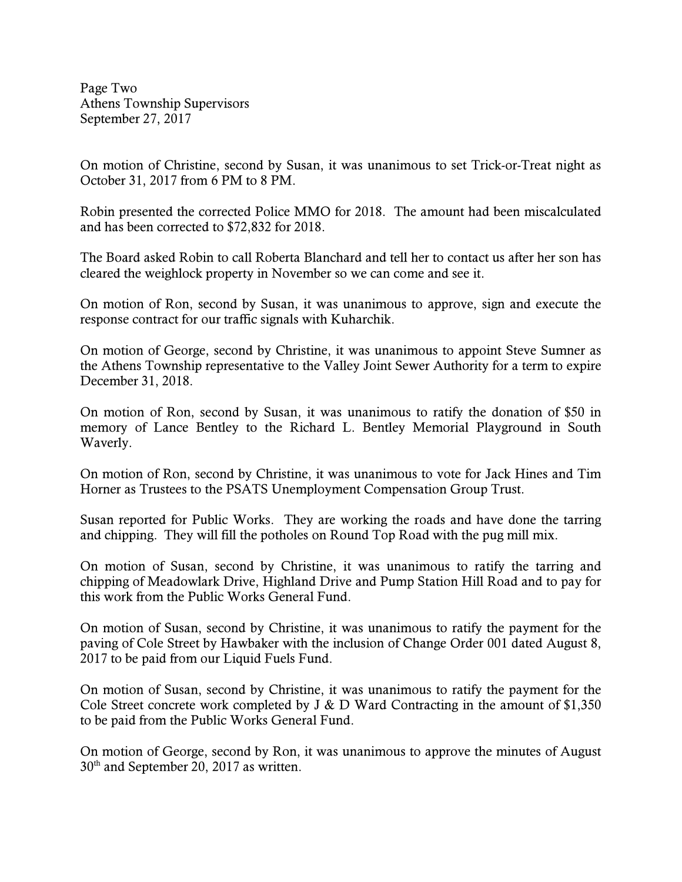On motion of Christine, second by Susan, it was unanimous to set Trick-or-Treat night as October 31, 2017 from 6 PM to 8 PM.

Robin presented the corrected Police MMO for 2018. The amount had been miscalculated and has been corrected to $72,832 for 2018.

The Board asked Robin to call Roberta Blanchard and tell her to contact us after her son has cleared the weighlock property in November so we can come and see it.

On motion of Ron, second by Susan, it was unanimous to approve, sign and execute the response contract for our traffic signals with Kuharchik.

On motion of George, second by Christine, it was unanimous to appoint Steve Sumner as the Athens Township representative to the Valley Joint Sewer Authority for a term to expire December 31, 2018.

On motion of Ron, second by Susan, it was unanimous to ratify the donation of $50 in memory of Lance Bentley to the Richard L. Bentley Memorial Playground in South Waverly.

On motion of Ron, second by Christine, it was unanimous to vote for Jack Hines and Tim Horner as Trustees to the PSATS Unemployment Compensation Group Trust.

Susan reported for Public Works. They are working the roads and have done the tarring and chipping. They will fill the potholes on Round Top Road with the pug mill mix.

On motion of Susan, second by Christine, it was unanimous to ratify the tarring and chipping of Meadowlark Drive, Highland Drive and Pump Station Hill Road and to pay for this work from the Public Works General Fund.

On motion of Susan, second by Christine, it was unanimous to ratify the payment for the paving of Cole Street by Hawbaker with the inclusion of Change Order 001 dated August 8, 2017 to be paid from our Liquid Fuels Fund.

On motion of Susan, second by Christine, it was unanimous to ratify the payment for the Cole Street concrete work completed by J & D Ward Contracting in the amount of $1,350 to be paid from the Public Works General Fund.

On motion of George, second by Ron, it was unanimous to approve the minutes of August 30th and September 20, 2017 as written.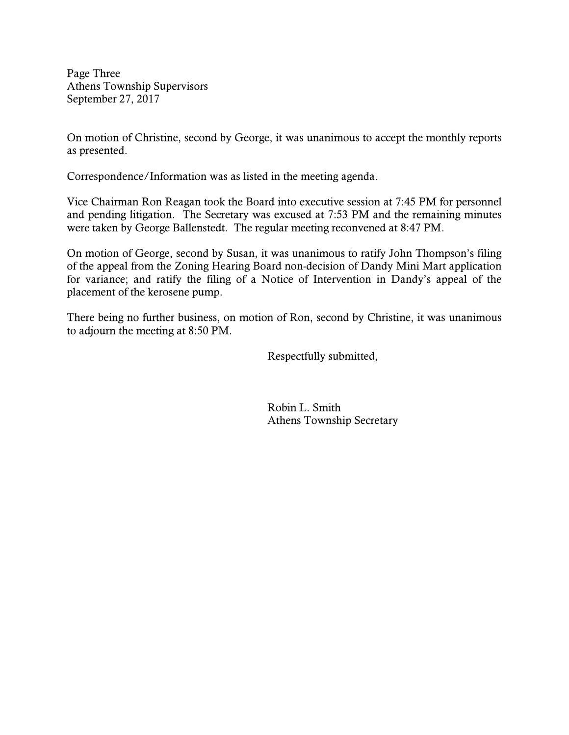On motion of Christine, second by George, it was unanimous to accept the monthly reports as presented.

Correspondence/Information was as listed in the meeting agenda.

Vice Chairman Ron Reagan took the Board into executive session at 7:45 PM for personnel and pending litigation. The Secretary was excused at 7:53 PM and the remaining minutes were taken by George Ballenstedt. The regular meeting reconvened at 8:47 PM.

On motion of George, second by Susan, it was unanimous to ratify John Thompson's filing of the appeal from the Zoning Hearing Board non-decision of Dandy Mini Mart application for variance; and ratify the filing of a Notice of Intervention in Dandy's appeal of the placement of the kerosene pump.

There being no further business, on motion of Ron, second by Christine, it was unanimous to adjourn the meeting at 8:50 PM.

Respectfully submitted,

Robin L. Smith
Athens Township Secretary